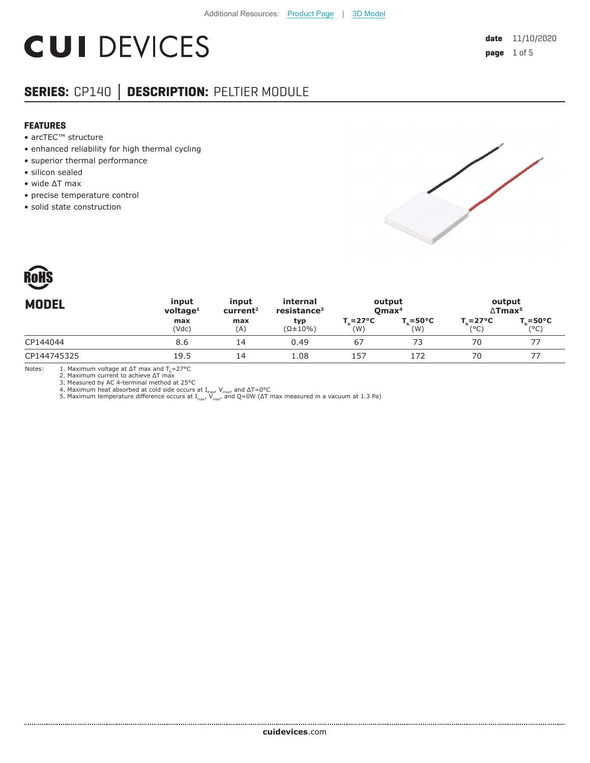Additional Resources: Product Page | 3D Model

# CUI DEVICES

**date** 11/10/2020
**page** 1 of 5

## SERIES: CP140 | DESCRIPTION: PELTIER MODULE

### FEATURES

- arcTEC™ structure
- enhanced reliability for high thermal cycling
- superior thermal performance
- silicon sealed
- wide ΔT max
- precise temperature control
- solid state construction

RoHS

| MODEL | input voltage[1] | input current[2] | internal resistance[3] | output Qmax[4] | | output ΔTmax[5] | |
|---|---|---|---|---|---|---|---|
| | max (Vdc) | max (A) | typ (Ω±10%) | $T_h$=27°C (W) | $T_h$=50°C (W) | $T_h$=27°C (°C) | $T_h$=50°C (°C) |
| CP144044 | 8.6 | 14 | 0.49 | 67 | 73 | 70 | 77 |
| CP144745325 | 19.5 | 14 | 1.08 | 157 | 172 | 70 | 77 |

Notes:
1. Maximum voltage at ΔT max and $T_h$=27°C
2. Maximum current to achieve ΔT max
3. Measured by AC 4-terminal method at 25°C
4. Maximum heat absorbed at cold side occurs at $I_{max}$, $V_{max}$, and ΔT=0°C
5. Maximum temperature difference occurs at $I_{max}$, $V_{max}$, and Q=0W (ΔT max measured in a vacuum at 1.3 Pa)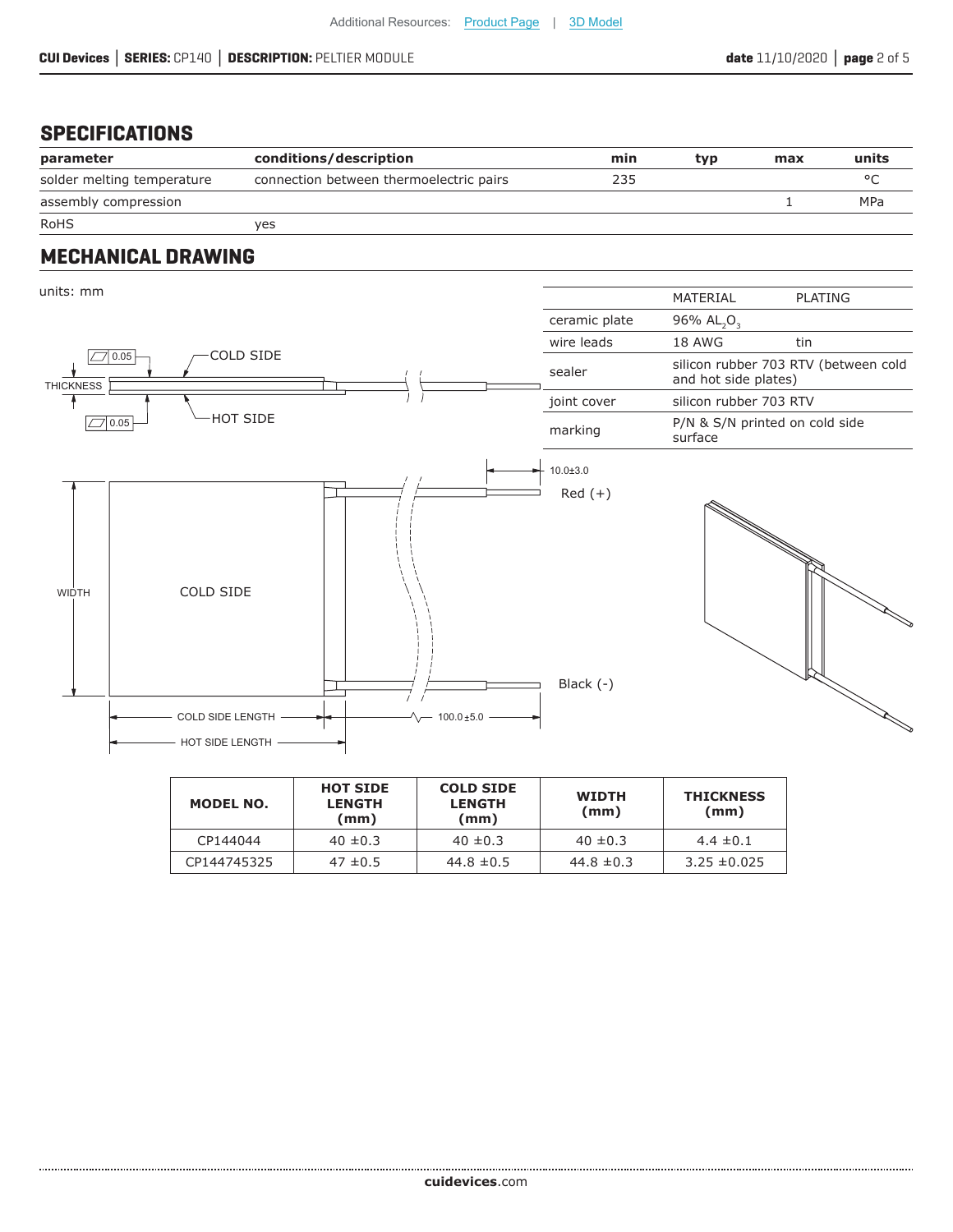Additional Resources: Product Page | 3D Model

## SPECIFICATIONS

| parameter | conditions/description | min | typ | max | units |
|---|---|---|---|---|---|
| solder melting temperature | connection between thermoelectric pairs | 235 | | | °C |
| assembly compression | | | | 1 | MPa |
| RoHS | yes | | | | |

## MECHANICAL DRAWING

units: mm

| | MATERIAL | PLATING |
|---|---|---|
| ceramic plate | 96% $AL_2O_3$ | |
| wire leads | 18 AWG | tin |
| sealer | silicon rubber 703 RTV (between cold and hot side plates) | |
| joint cover | silicon rubber 703 RTV | |
| marking | P/N & S/N printed on cold side surface | |

0.05 COLD SIDE
THICKNESS
0.05 HOT SIDE

10.0±3.0
Red (+)
WIDTH
COLD SIDE
Black (-)
COLD SIDE LENGTH
100.0±5.0
HOT SIDE LENGTH

| MODEL NO. | HOT SIDE LENGTH (mm) | COLD SIDE LENGTH (mm) | WIDTH (mm) | THICKNESS (mm) |
|---|---|---|---|---|
| CP144044 | 40 ±0.3 | 40 ±0.3 | 40 ±0.3 | 4.4 ±0.1 |
| CP144745325 | 47 ±0.5 | 44.8 ±0.5 | 44.8 ±0.3 | 3.25 ±0.025 |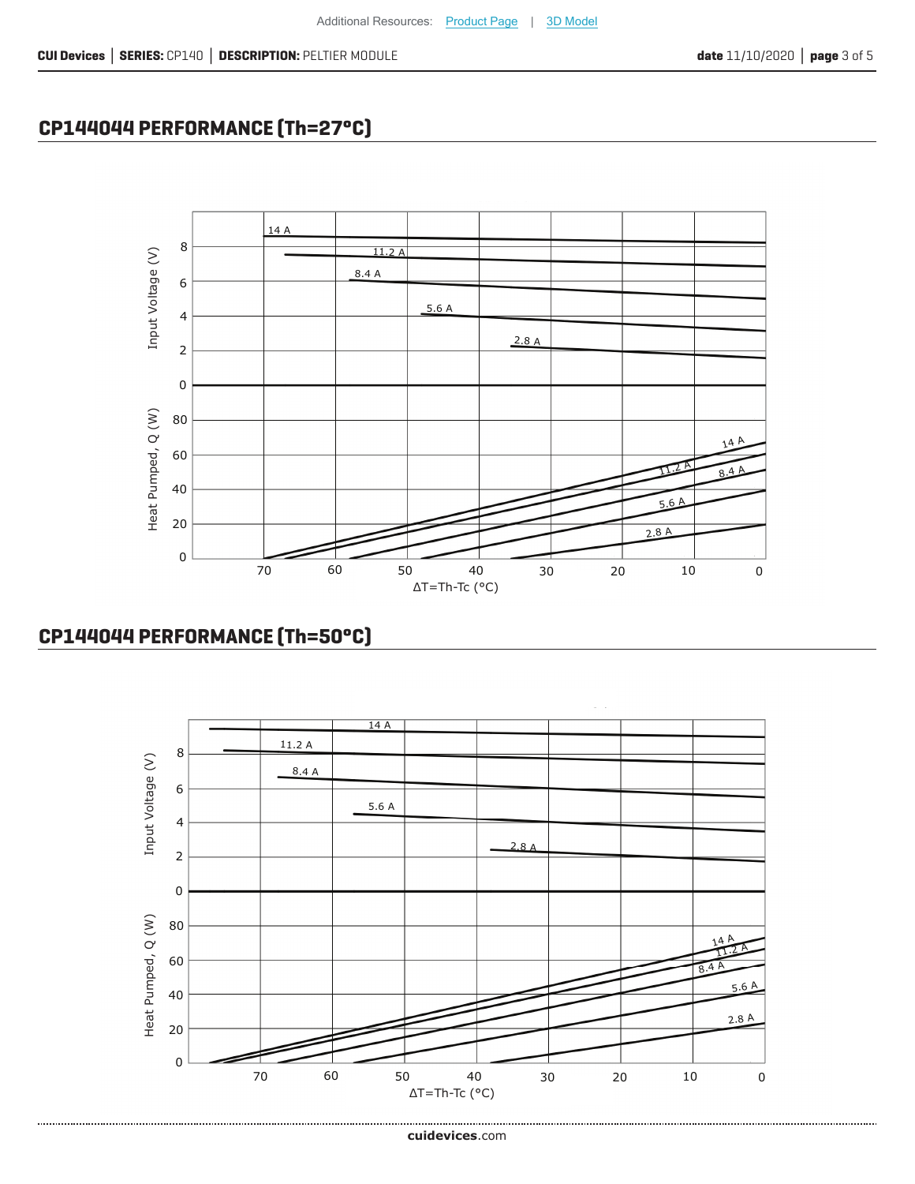## CP144044 PERFORMANCE (Th=27°C)

## CP144044 PERFORMANCE (Th=50°C)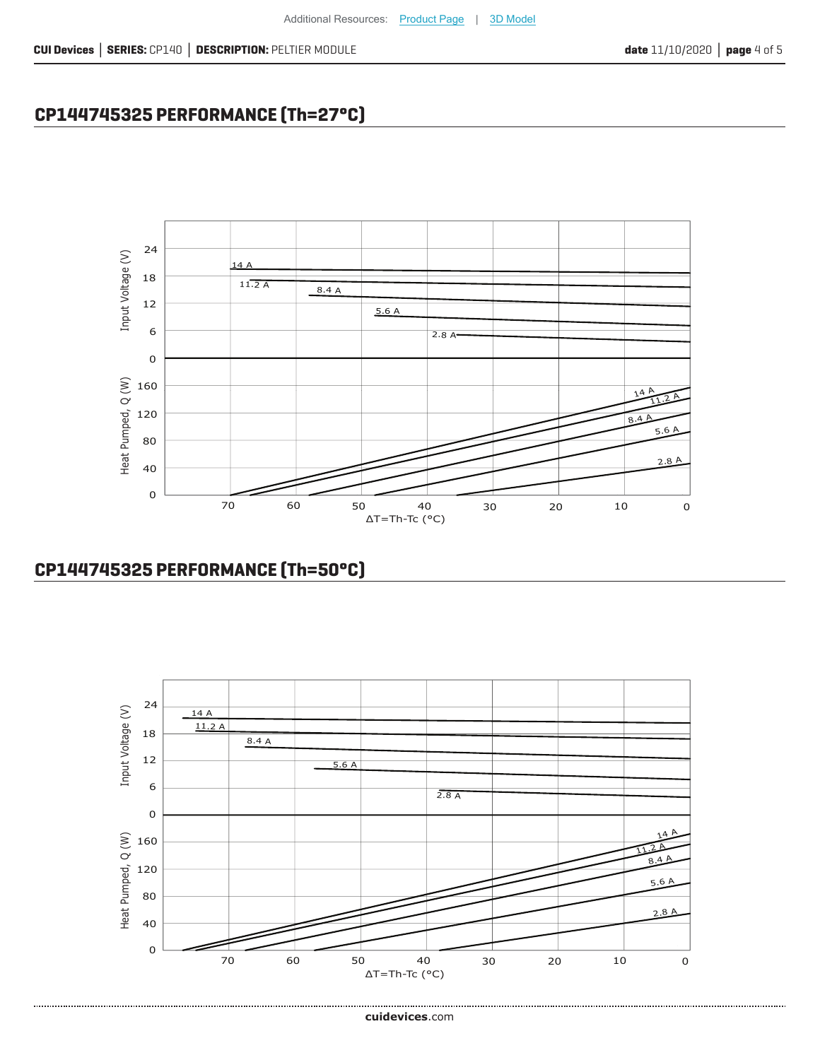## CP144745325 PERFORMANCE (Th=27°C)

## CP144745325 PERFORMANCE (Th=50°C)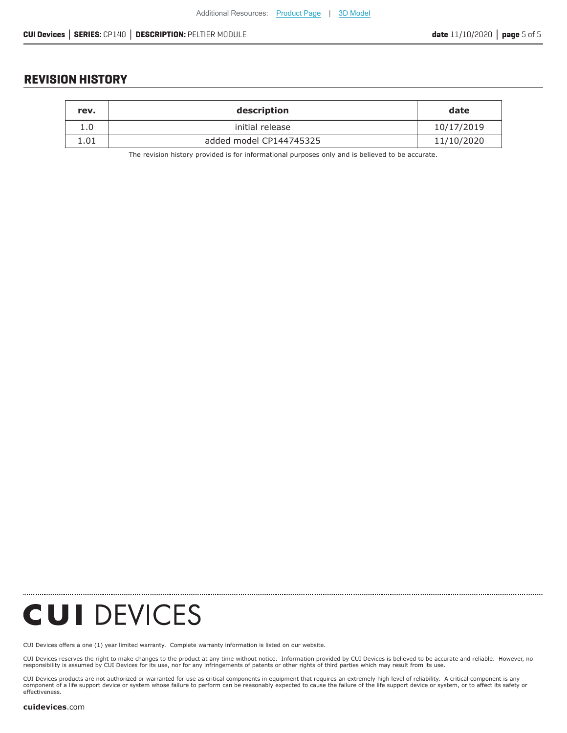## REVISION HISTORY

| rev. | description | date |
|---|---|---|
| 1.0 | initial release | 10/17/2019 |
| 1.01 | added model CP144745325 | 11/10/2020 |

The revision history provided is for informational purposes only and is believed to be accurate.

**CUI** DEVICES

CUI Devices offers a one (1) year limited warranty. Complete warranty information is listed on our website.

CUI Devices reserves the right to make changes to the product at any time without notice. Information provided by CUI Devices is believed to be accurate and reliable. However, no responsibility is assumed by CUI Devices for its use, nor for any infringements of patents or other rights of third parties which may result from its use.

CUI Devices products are not authorized or warranted for use as critical components in equipment that requires an extremely high level of reliability. A critical component is any component of a life support device or system whose failure to perform can be reasonably expected to cause the failure of the life support device or system, or to affect its safety or effectiveness.

**cuidevices**.com